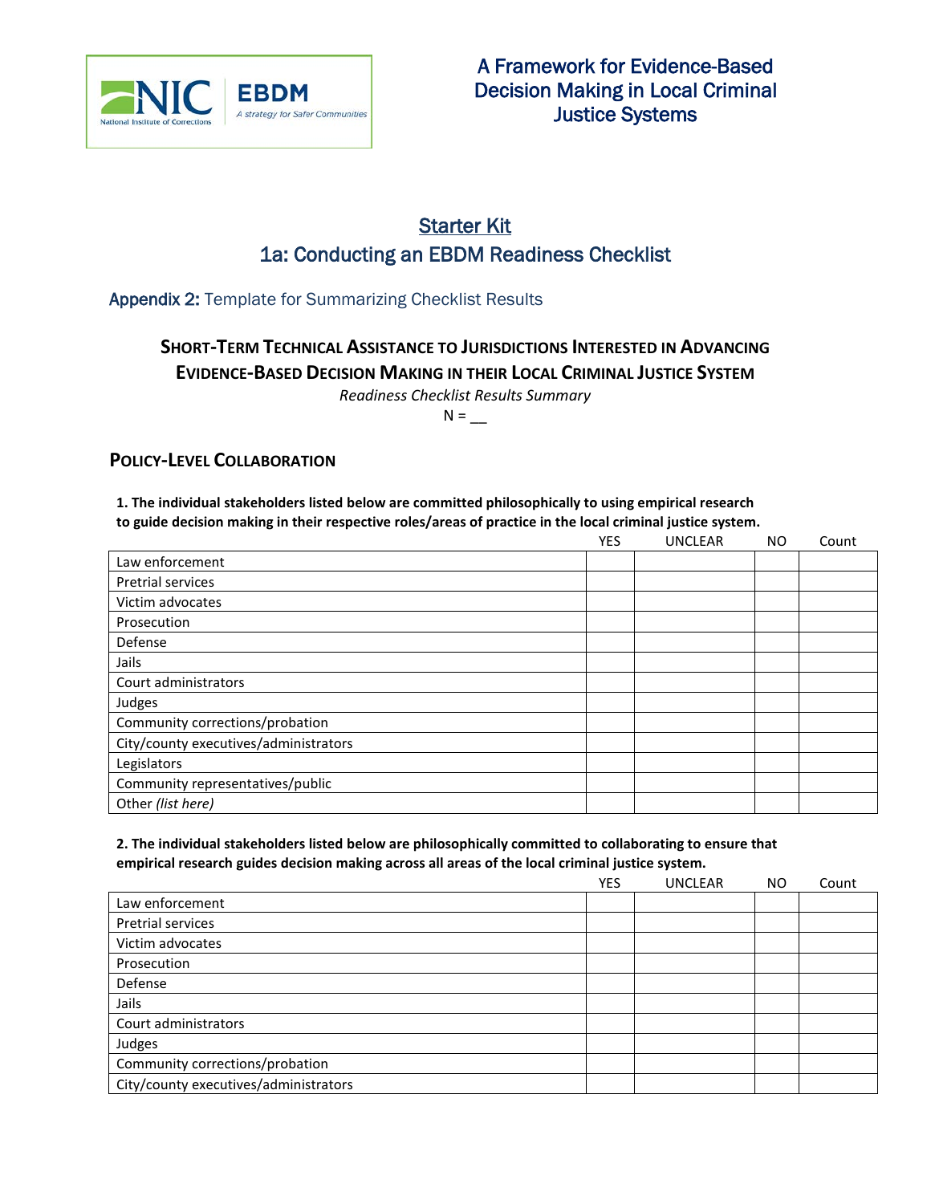NIC EBDM
National Institute of Corrections
A strategy for Safer Communities

# A Framework for Evidence-Based Decision Making in Local Criminal Justice Systems

## Starter Kit
## 1a: Conducting an EBDM Readiness Checklist

### Appendix 2: Template for Summarizing Checklist Results

### SHORT-TERM TECHNICAL ASSISTANCE TO JURISDICTIONS INTERESTED IN ADVANCING EVIDENCE-BASED DECISION MAKING IN THEIR LOCAL CRIMINAL JUSTICE SYSTEM

*Readiness Checklist Results Summary*

N = __

### POLICY-LEVEL COLLABORATION

**1. The individual stakeholders listed below are committed philosophically to using empirical research to guide decision making in their respective roles/areas of practice in the local criminal justice system.**

| | YES | UNCLEAR | NO | Count |
|---|---|---|---|---|
| Law enforcement | | | | |
| Pretrial services | | | | |
| Victim advocates | | | | |
| Prosecution | | | | |
| Defense | | | | |
| Jails | | | | |
| Court administrators | | | | |
| Judges | | | | |
| Community corrections/probation | | | | |
| City/county executives/administrators | | | | |
| Legislators | | | | |
| Community representatives/public | | | | |
| Other *(list here)* | | | | |

**2. The individual stakeholders listed below are philosophically committed to collaborating to ensure that empirical research guides decision making across all areas of the local criminal justice system.**

| | YES | UNCLEAR | NO | Count |
|---|---|---|---|---|
| Law enforcement | | | | |
| Pretrial services | | | | |
| Victim advocates | | | | |
| Prosecution | | | | |
| Defense | | | | |
| Jails | | | | |
| Court administrators | | | | |
| Judges | | | | |
| Community corrections/probation | | | | |
| City/county executives/administrators | | | | |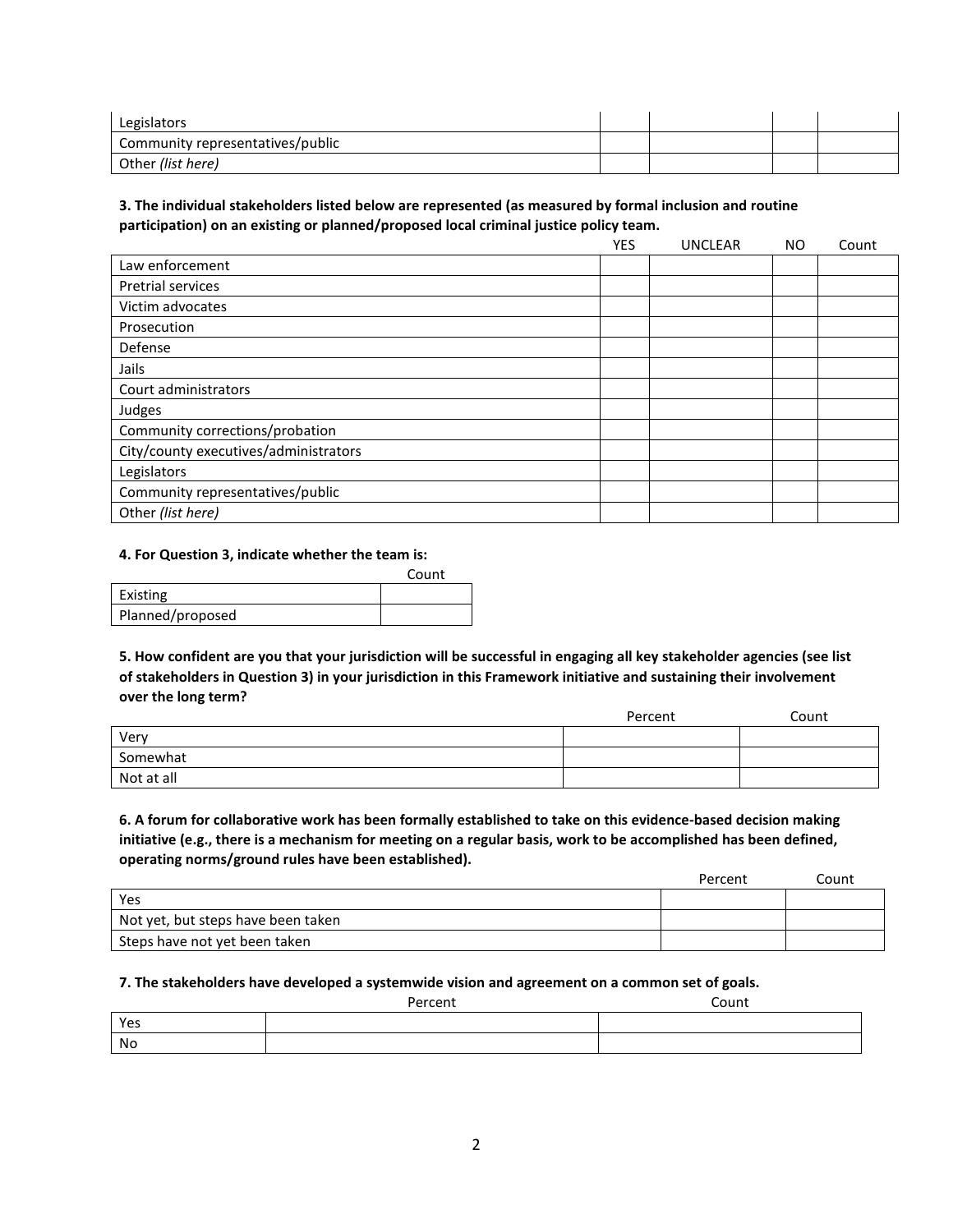| | | | | |
|---|---|---|---|---|
| Legislators | | | | |
| Community representatives/public | | | | |
| Other *(list here)* | | | | |

**3. The individual stakeholders listed below are represented (as measured by formal inclusion and routine participation) on an existing or planned/proposed local criminal justice policy team.**

| | YES | UNCLEAR | NO | Count |
|---|---|---|---|---|
| Law enforcement | | | | |
| Pretrial services | | | | |
| Victim advocates | | | | |
| Prosecution | | | | |
| Defense | | | | |
| Jails | | | | |
| Court administrators | | | | |
| Judges | | | | |
| Community corrections/probation | | | | |
| City/county executives/administrators | | | | |
| Legislators | | | | |
| Community representatives/public | | | | |
| Other *(list here)* | | | | |

**4. For Question 3, indicate whether the team is:**

| | Count |
|---|---|
| Existing | |
| Planned/proposed | |

**5. How confident are you that your jurisdiction will be successful in engaging all key stakeholder agencies (see list of stakeholders in Question 3) in your jurisdiction in this Framework initiative and sustaining their involvement over the long term?**

| | Percent | Count |
|---|---|---|
| Very | | |
| Somewhat | | |
| Not at all | | |

**6. A forum for collaborative work has been formally established to take on this evidence-based decision making initiative (e.g., there is a mechanism for meeting on a regular basis, work to be accomplished has been defined, operating norms/ground rules have been established).**

| | Percent | Count |
|---|---|---|
| Yes | | |
| Not yet, but steps have been taken | | |
| Steps have not yet been taken | | |

**7. The stakeholders have developed a systemwide vision and agreement on a common set of goals.**

| | Percent | Count |
|---|---|---|
| Yes | | |
| No | | |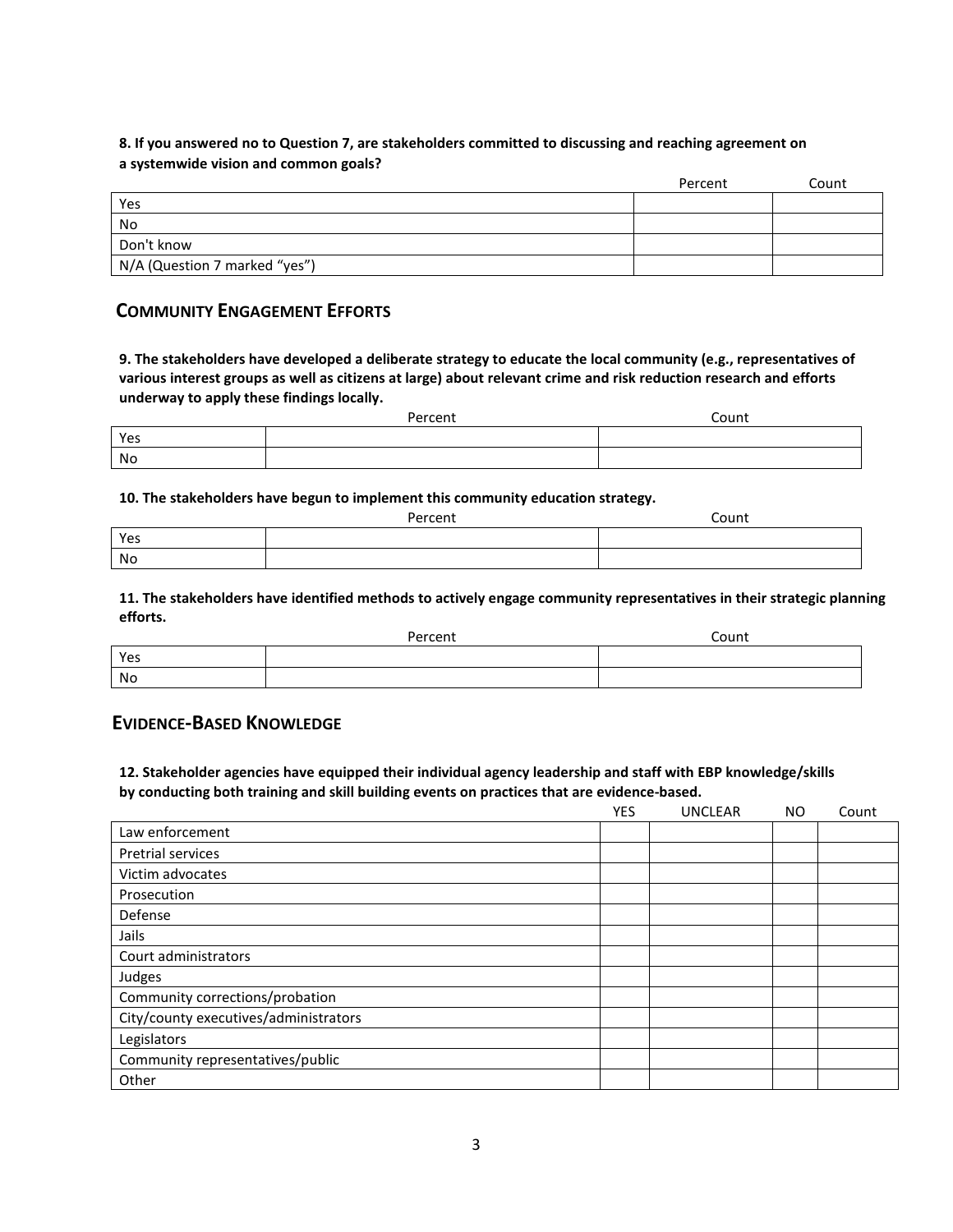**8. If you answered no to Question 7, are stakeholders committed to discussing and reaching agreement on a systemwide vision and common goals?**

| | Percent | Count |
|---|---|---|
| Yes | | |
| No | | |
| Don't know | | |
| N/A (Question 7 marked "yes") | | |

## Community Engagement Efforts

**9. The stakeholders have developed a deliberate strategy to educate the local community (e.g., representatives of various interest groups as well as citizens at large) about relevant crime and risk reduction research and efforts underway to apply these findings locally.**

| | Percent | Count |
|---|---|---|
| Yes | | |
| No | | |

**10. The stakeholders have begun to implement this community education strategy.**

| | Percent | Count |
|---|---|---|
| Yes | | |
| No | | |

**11. The stakeholders have identified methods to actively engage community representatives in their strategic planning efforts.**

| | Percent | Count |
|---|---|---|
| Yes | | |
| No | | |

## Evidence-Based Knowledge

**12. Stakeholder agencies have equipped their individual agency leadership and staff with EBP knowledge/skills by conducting both training and skill building events on practices that are evidence-based.**

| | YES | UNCLEAR | NO | Count |
|---|---|---|---|---|
| Law enforcement | | | | |
| Pretrial services | | | | |
| Victim advocates | | | | |
| Prosecution | | | | |
| Defense | | | | |
| Jails | | | | |
| Court administrators | | | | |
| Judges | | | | |
| Community corrections/probation | | | | |
| City/county executives/administrators | | | | |
| Legislators | | | | |
| Community representatives/public | | | | |
| Other | | | | |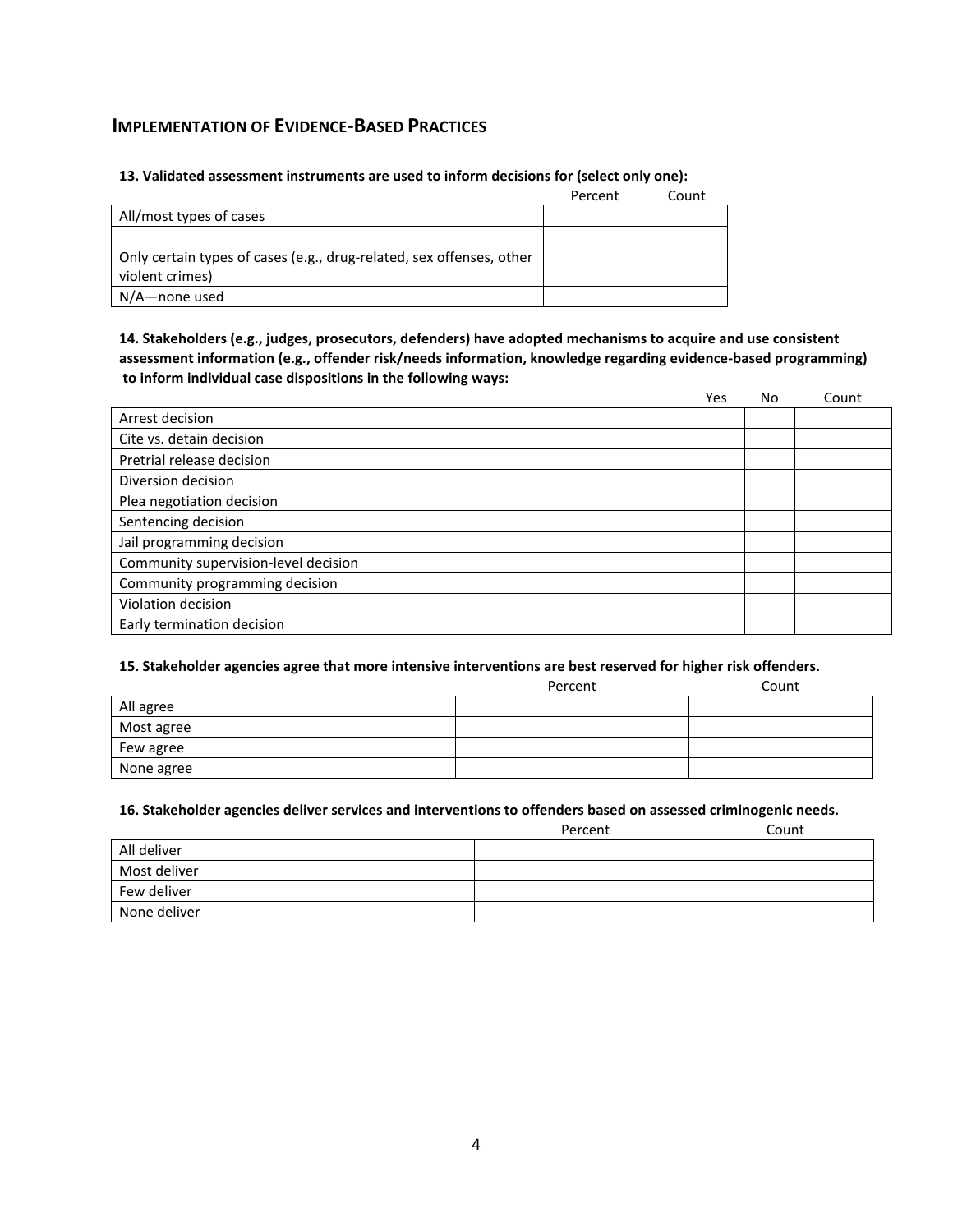## Implementation of Evidence-Based Practices

**13. Validated assessment instruments are used to inform decisions for (select only one):**

| | Percent | Count |
|---|---|---|
| All/most types of cases | | |
| Only certain types of cases (e.g., drug-related, sex offenses, other violent crimes) | | |
| N/A—none used | | |

**14. Stakeholders (e.g., judges, prosecutors, defenders) have adopted mechanisms to acquire and use consistent assessment information (e.g., offender risk/needs information, knowledge regarding evidence-based programming) to inform individual case dispositions in the following ways:**

| | Yes | No | Count |
|---|---|---|---|
| Arrest decision | | | |
| Cite vs. detain decision | | | |
| Pretrial release decision | | | |
| Diversion decision | | | |
| Plea negotiation decision | | | |
| Sentencing decision | | | |
| Jail programming decision | | | |
| Community supervision-level decision | | | |
| Community programming decision | | | |
| Violation decision | | | |
| Early termination decision | | | |

**15. Stakeholder agencies agree that more intensive interventions are best reserved for higher risk offenders.**

| | Percent | Count |
|---|---|---|
| All agree | | |
| Most agree | | |
| Few agree | | |
| None agree | | |

**16. Stakeholder agencies deliver services and interventions to offenders based on assessed criminogenic needs.**

| | Percent | Count |
|---|---|---|
| All deliver | | |
| Most deliver | | |
| Few deliver | | |
| None deliver | | |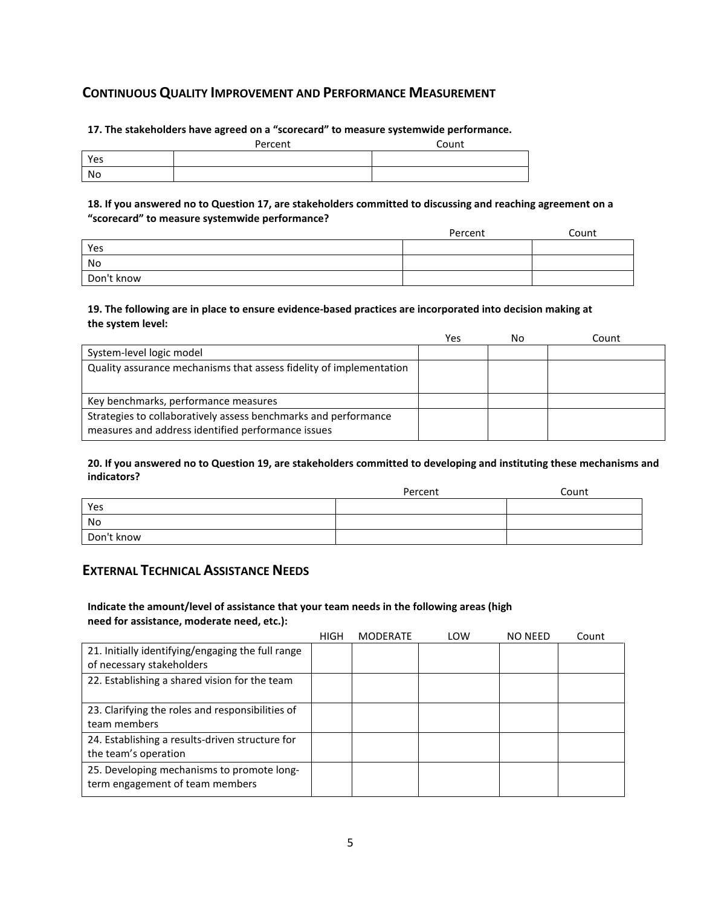## CONTINUOUS QUALITY IMPROVEMENT AND PERFORMANCE MEASUREMENT

**17. The stakeholders have agreed on a "scorecard" to measure systemwide performance.**

| | Percent | Count |
|---|---|---|
| Yes | | |
| No | | |

**18. If you answered no to Question 17, are stakeholders committed to discussing and reaching agreement on a "scorecard" to measure systemwide performance?**

| | Percent | Count |
|---|---|---|
| Yes | | |
| No | | |
| Don't know | | |

**19. The following are in place to ensure evidence-based practices are incorporated into decision making at the system level:**

| | Yes | No | Count |
|---|---|---|---|
| System-level logic model | | | |
| Quality assurance mechanisms that assess fidelity of implementation | | | |
| Key benchmarks, performance measures | | | |
| Strategies to collaboratively assess benchmarks and performance measures and address identified performance issues | | | |

**20. If you answered no to Question 19, are stakeholders committed to developing and instituting these mechanisms and indicators?**

| | Percent | Count |
|---|---|---|
| Yes | | |
| No | | |
| Don't know | | |

## EXTERNAL TECHNICAL ASSISTANCE NEEDS

**Indicate the amount/level of assistance that your team needs in the following areas (high need for assistance, moderate need, etc.):**

| | HIGH | MODERATE | LOW | NO NEED | Count |
|---|---|---|---|---|---|
| 21. Initially identifying/engaging the full range of necessary stakeholders | | | | | |
| 22. Establishing a shared vision for the team | | | | | |
| 23. Clarifying the roles and responsibilities of team members | | | | | |
| 24. Establishing a results-driven structure for the team's operation | | | | | |
| 25. Developing mechanisms to promote long-term engagement of team members | | | | | |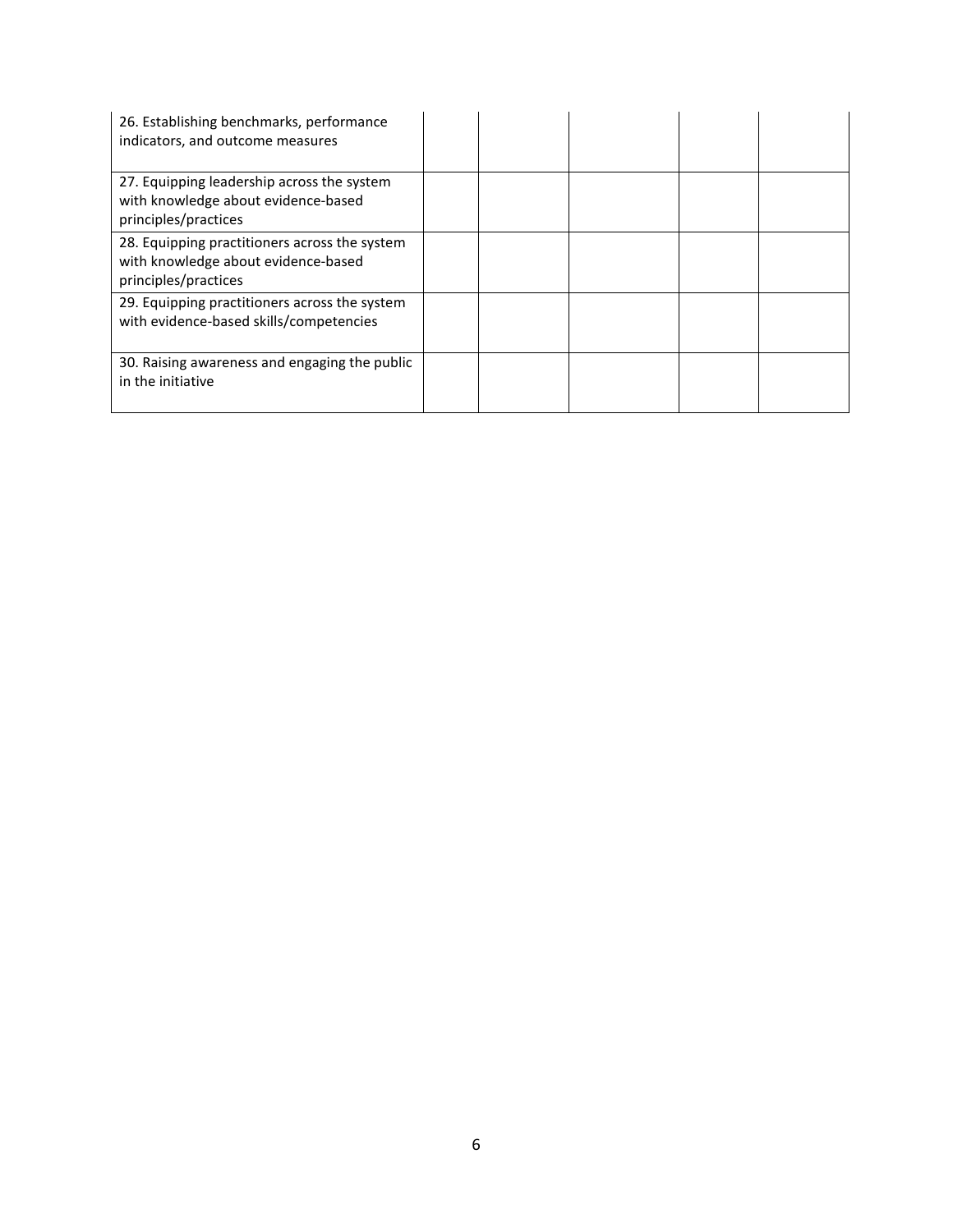| | | | | | |
|---|---|---|---|---|---|
| 26. Establishing benchmarks, performance indicators, and outcome measures | | | | | |
| 27. Equipping leadership across the system with knowledge about evidence-based principles/practices | | | | | |
| 28. Equipping practitioners across the system with knowledge about evidence-based principles/practices | | | | | |
| 29. Equipping practitioners across the system with evidence-based skills/competencies | | | | | |
| 30. Raising awareness and engaging the public in the initiative | | | | | |